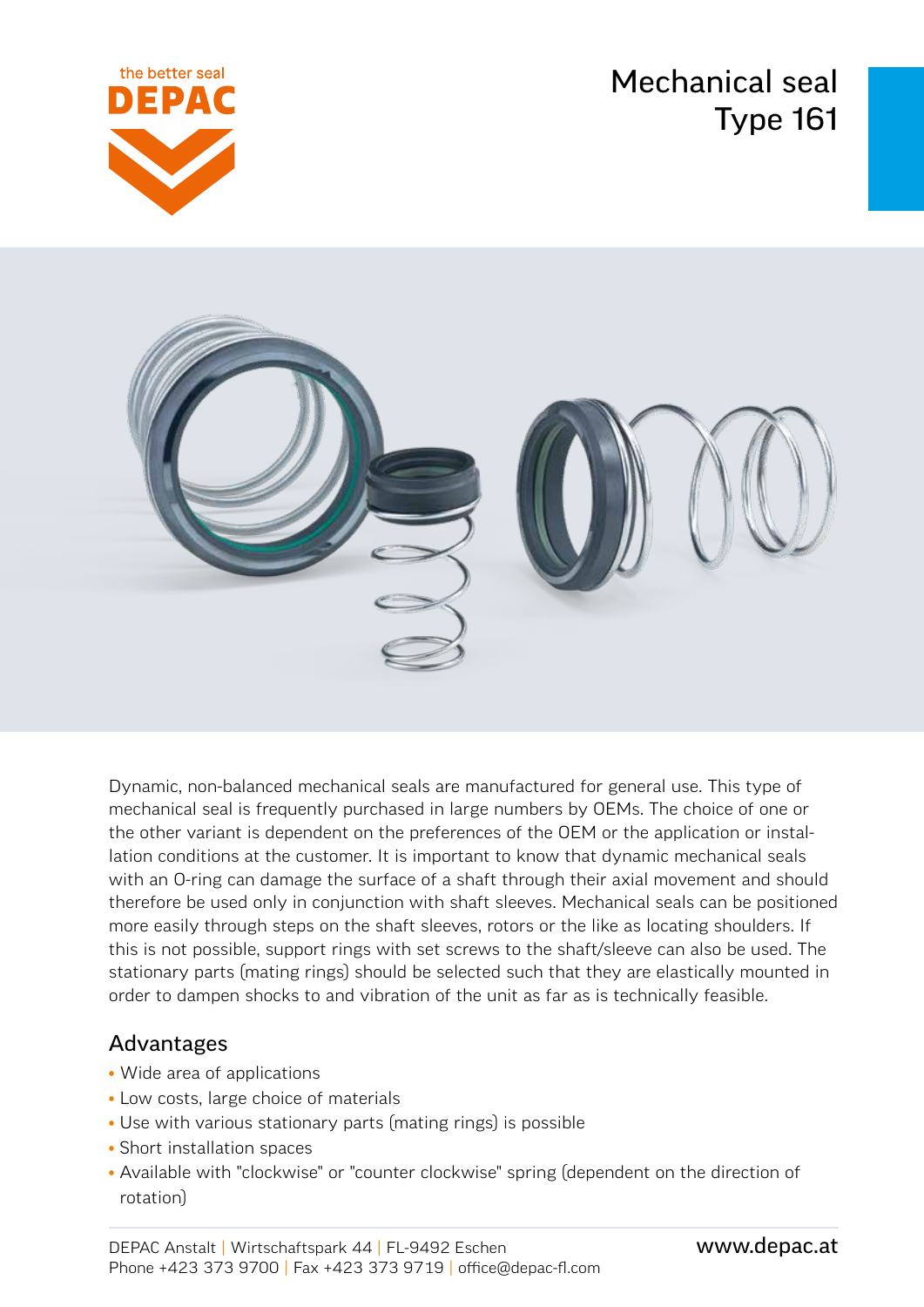# Mechanical seal Type 161

Dynamic, non-balanced mechanical seals are manufactured for general use. This type of mechanical seal is frequently purchased in large numbers by OEMs. The choice of one or the other variant is dependent on the preferences of the OEM or the application or installation conditions at the customer. It is important to know that dynamic mechanical seals with an O-ring can damage the surface of a shaft through their axial movement and should therefore be used only in conjunction with shaft sleeves. Mechanical seals can be positioned more easily through steps on the shaft sleeves, rotors or the like as locating shoulders. If this is not possible, support rings with set screws to the shaft/sleeve can also be used. The stationary parts (mating rings) should be selected such that they are elastically mounted in order to dampen shocks to and vibration of the unit as far as is technically feasible.

## Advantages

- Wide area of applications
- Low costs, large choice of materials
- Use with various stationary parts (mating rings) is possible
- Short installation spaces
- Available with "clockwise" or "counter clockwise" spring (dependent on the direction of rotation)

DEPAC Anstalt | Wirtschaftspark 44 | FL-9492 Eschen
Phone +423 373 9700 | Fax +423 373 9719 | office@depac-fl.com

www.depac.at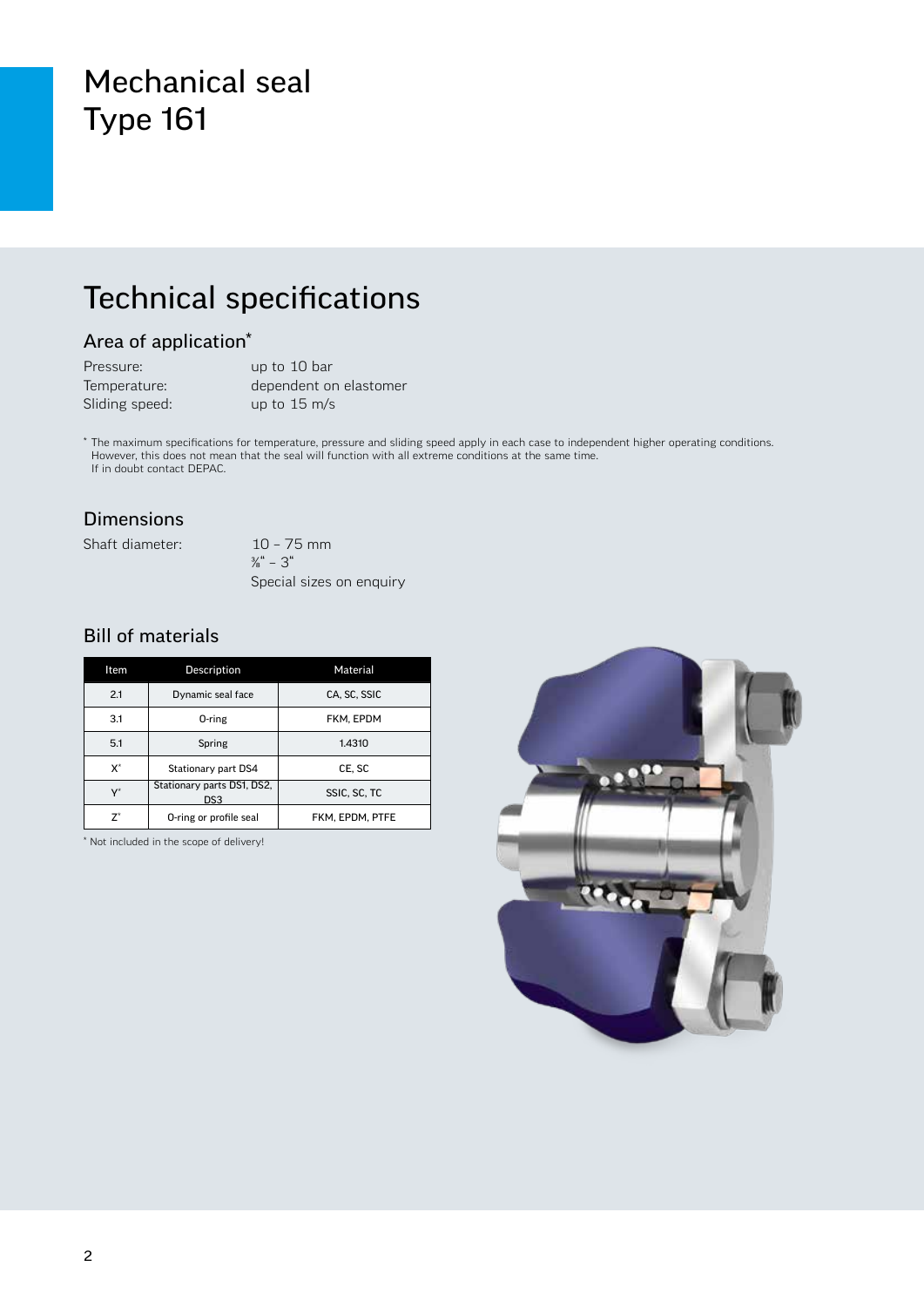# Mechanical seal Type 161

## Technical specifications

### Area of application*

Pressure: up to 10 bar
Temperature: dependent on elastomer
Sliding speed: up to 15 m/s

* The maximum specifications for temperature, pressure and sliding speed apply in each case to independent higher operating conditions. However, this does not mean that the seal will function with all extreme conditions at the same time. If in doubt contact DEPAC.

### Dimensions

Shaft diameter: 10 – 75 mm
⅜" – 3"
Special sizes on enquiry

### Bill of materials

| Item | Description | Material |
|---|---|---|
| 2.1 | Dynamic seal face | CA, SC, SSIC |
| 3.1 | O-ring | FKM, EPDM |
| 5.1 | Spring | 1.4310 |
| X* | Stationary part DS4 | CE, SC |
| Y* | Stationary parts DS1, DS2, DS3 | SSIC, SC, TC |
| Z* | O-ring or profile seal | FKM, EPDM, PTFE |

* Not included in the scope of delivery!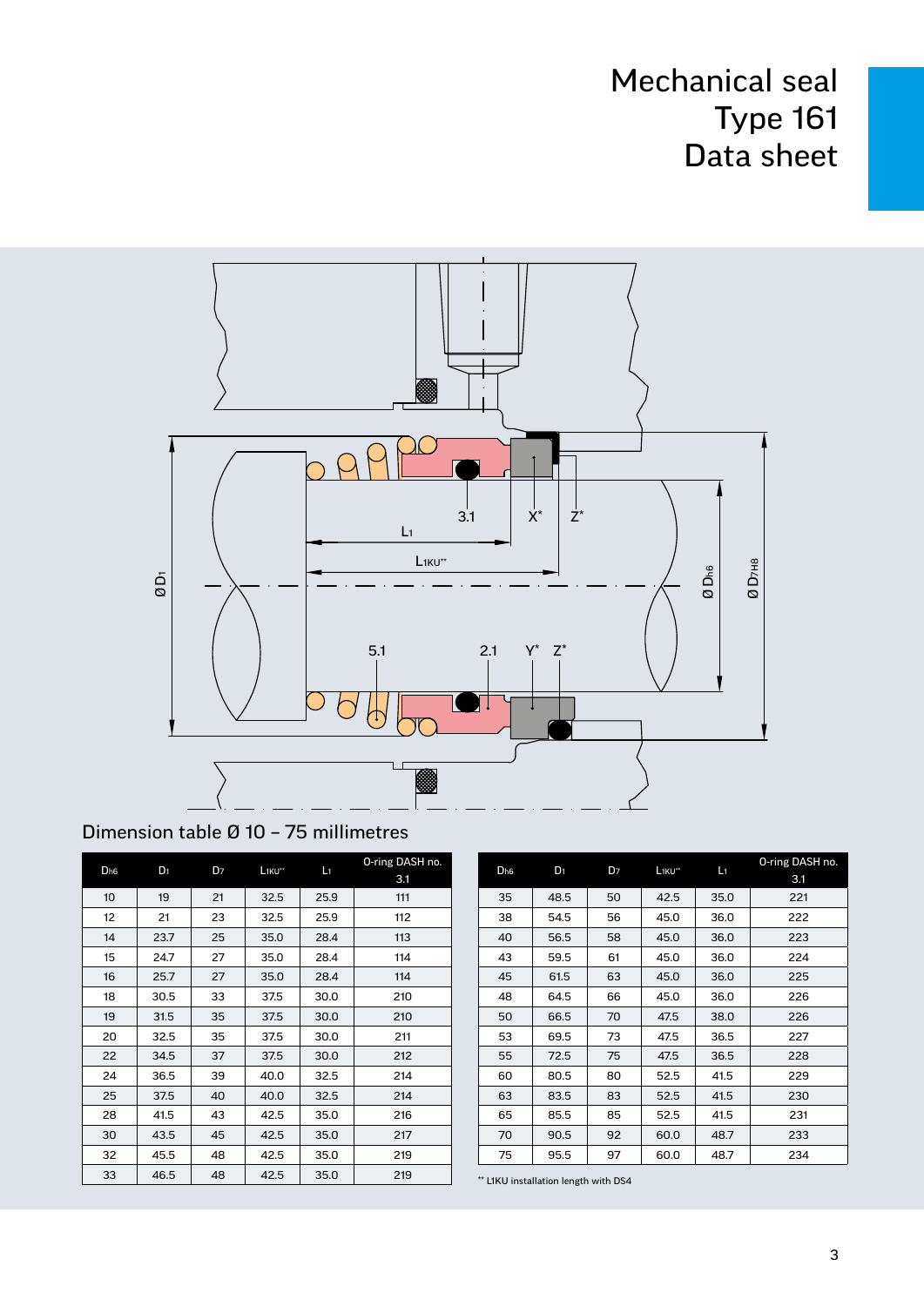# Mechanical seal Type 161 Data sheet

## Dimension table Ø 10 – 75 millimetres

| $D_{h6}$ | $D_1$ | $D_7$ | $L_{1KU}$** | $L_1$ | O-ring DASH no. 3.1 |
|---|---|---|---|---|---|
| 10 | 19 | 21 | 32.5 | 25.9 | 111 |
| 12 | 21 | 23 | 32.5 | 25.9 | 112 |
| 14 | 23.7 | 25 | 35.0 | 28.4 | 113 |
| 15 | 24.7 | 27 | 35.0 | 28.4 | 114 |
| 16 | 25.7 | 27 | 35.0 | 28.4 | 114 |
| 18 | 30.5 | 33 | 37.5 | 30.0 | 210 |
| 19 | 31.5 | 35 | 37.5 | 30.0 | 210 |
| 20 | 32.5 | 35 | 37.5 | 30.0 | 211 |
| 22 | 34.5 | 37 | 37.5 | 30.0 | 212 |
| 24 | 36.5 | 39 | 40.0 | 32.5 | 214 |
| 25 | 37.5 | 40 | 40.0 | 32.5 | 214 |
| 28 | 41.5 | 43 | 42.5 | 35.0 | 216 |
| 30 | 43.5 | 45 | 42.5 | 35.0 | 217 |
| 32 | 45.5 | 48 | 42.5 | 35.0 | 219 |
| 33 | 46.5 | 48 | 42.5 | 35.0 | 219 |
| 35 | 48.5 | 50 | 42.5 | 35.0 | 221 |
| 38 | 54.5 | 56 | 45.0 | 36.0 | 222 |
| 40 | 56.5 | 58 | 45.0 | 36.0 | 223 |
| 43 | 59.5 | 61 | 45.0 | 36.0 | 224 |
| 45 | 61.5 | 63 | 45.0 | 36.0 | 225 |
| 48 | 64.5 | 66 | 45.0 | 36.0 | 226 |
| 50 | 66.5 | 70 | 47.5 | 38.0 | 226 |
| 53 | 69.5 | 73 | 47.5 | 36.5 | 227 |
| 55 | 72.5 | 75 | 47.5 | 36.5 | 228 |
| 60 | 80.5 | 80 | 52.5 | 41.5 | 229 |
| 63 | 83.5 | 83 | 52.5 | 41.5 | 230 |
| 65 | 85.5 | 85 | 52.5 | 41.5 | 231 |
| 70 | 90.5 | 92 | 60.0 | 48.7 | 233 |
| 75 | 95.5 | 97 | 60.0 | 48.7 | 234 |

** L1KU installation length with DS4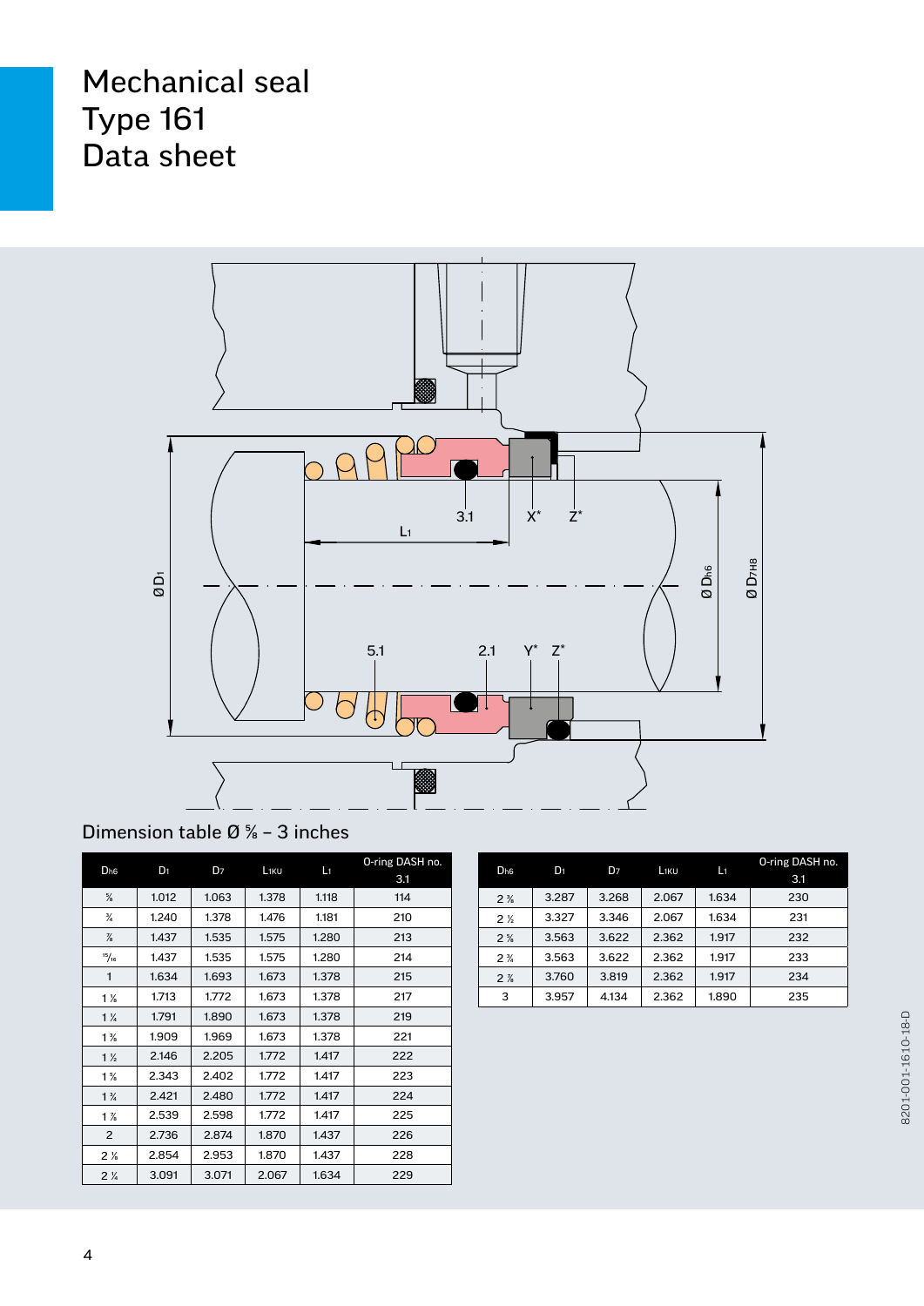# Mechanical seal
# Type 161
# Data sheet

3.1

X*

Z*

L1

ØD1

ØDh6

ØD7H8

5.1

2.1

Y*

Z*

## Dimension table Ø ⅝ – 3 inches

| $D_{h6}$ | $D_1$ | $D_7$ | $L_{1KU}$ | $L_1$ | O-ring DASH no. 3.1 |
|---|---|---|---|---|---|
| ⅝ | 1.012 | 1.063 | 1.378 | 1.118 | 114 |
| ¾ | 1.240 | 1.378 | 1.476 | 1.181 | 210 |
| ⅞ | 1.437 | 1.535 | 1.575 | 1.280 | 213 |
| 15/16 | 1.437 | 1.535 | 1.575 | 1.280 | 214 |
| 1 | 1.634 | 1.693 | 1.673 | 1.378 | 215 |
| 1 ⅛ | 1.713 | 1.772 | 1.673 | 1.378 | 217 |
| 1 ¼ | 1.791 | 1.890 | 1.673 | 1.378 | 219 |
| 1 ⅜ | 1.909 | 1.969 | 1.673 | 1.378 | 221 |
| 1 ½ | 2.146 | 2.205 | 1.772 | 1.417 | 222 |
| 1 ⅝ | 2.343 | 2.402 | 1.772 | 1.417 | 223 |
| 1 ¾ | 2.421 | 2.480 | 1.772 | 1.417 | 224 |
| 1 ⅞ | 2.539 | 2.598 | 1.772 | 1.417 | 225 |
| 2 | 2.736 | 2.874 | 1.870 | 1.437 | 226 |
| 2 ⅛ | 2.854 | 2.953 | 1.870 | 1.437 | 228 |
| 2 ¼ | 3.091 | 3.071 | 2.067 | 1.634 | 229 |
| 2 ⅜ | 3.287 | 3.268 | 2.067 | 1.634 | 230 |
| 2 ½ | 3.327 | 3.346 | 2.067 | 1.634 | 231 |
| 2 ⅝ | 3.563 | 3.622 | 2.362 | 1.917 | 232 |
| 2 ¾ | 3.563 | 3.622 | 2.362 | 1.917 | 233 |
| 2 ⅞ | 3.760 | 3.819 | 2.362 | 1.917 | 234 |
| 3 | 3.957 | 4.134 | 2.362 | 1.890 | 235 |

8201-001-1610-18-D